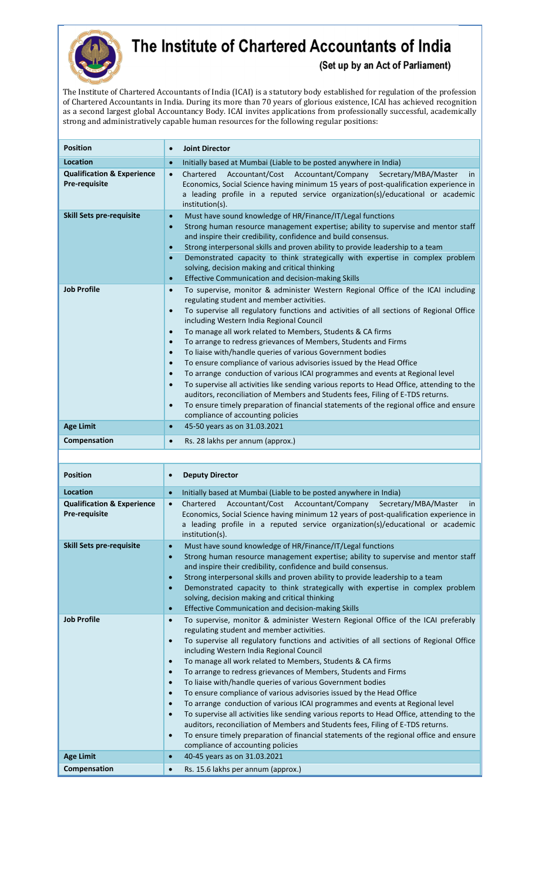# The Institute of Chartered Accountants of India

**(Set up by an Act of Parliament)**

The Institute of Chartered Accountants of India (ICAI) is a statutory body established for regulation of the profession of Chartered Accountants in India. During its more than 70 years of glorious existence, ICAI has achieved recognition as a second largest global Accountancy Body. ICAI invites applications from professionally successful, academically strong and administratively capable human resources for the following regular positions:

| **Position** | • **Joint Director** |
|---|---|
| **Location** | • Initially based at Mumbai (Liable to be posted anywhere in India) |
| **Qualification & Experience Pre-requisite** | • Chartered Accountant/Cost Accountant/Company Secretary/MBA/Master in Economics, Social Science having minimum 15 years of post-qualification experience in a leading profile in a reputed service organization(s)/educational or academic institution(s). |
| **Skill Sets pre-requisite** | • Must have sound knowledge of HR/Finance/IT/Legal functions<br>• Strong human resource management expertise; ability to supervise and mentor staff and inspire their credibility, confidence and build consensus.<br>• Strong interpersonal skills and proven ability to provide leadership to a team<br>• Demonstrated capacity to think strategically with expertise in complex problem solving, decision making and critical thinking<br>• Effective Communication and decision-making Skills |
| **Job Profile** | • To supervise, monitor & administer Western Regional Office of the ICAI including regulating student and member activities.<br>• To supervise all regulatory functions and activities of all sections of Regional Office including Western India Regional Council<br>• To manage all work related to Members, Students & CA firms<br>• To arrange to redress grievances of Members, Students and Firms<br>• To liaise with/handle queries of various Government bodies<br>• To ensure compliance of various advisories issued by the Head Office<br>• To arrange conduction of various ICAI programmes and events at Regional level<br>• To supervise all activities like sending various reports to Head Office, attending to the auditors, reconciliation of Members and Students fees, Filing of E-TDS returns.<br>• To ensure timely preparation of financial statements of the regional office and ensure compliance of accounting policies |
| **Age Limit** | • 45-50 years as on 31.03.2021 |
| **Compensation** | • Rs. 28 lakhs per annum (approx.) |

| **Position** | • **Deputy Director** |
|---|---|
| **Location** | • Initially based at Mumbai (Liable to be posted anywhere in India) |
| **Qualification & Experience Pre-requisite** | • Chartered Accountant/Cost Accountant/Company Secretary/MBA/Master in Economics, Social Science having minimum 12 years of post-qualification experience in a leading profile in a reputed service organization(s)/educational or academic institution(s). |
| **Skill Sets pre-requisite** | • Must have sound knowledge of HR/Finance/IT/Legal functions<br>• Strong human resource management expertise; ability to supervise and mentor staff and inspire their credibility, confidence and build consensus.<br>• Strong interpersonal skills and proven ability to provide leadership to a team<br>• Demonstrated capacity to think strategically with expertise in complex problem solving, decision making and critical thinking<br>• Effective Communication and decision-making Skills |
| **Job Profile** | • To supervise, monitor & administer Western Regional Office of the ICAI preferably regulating student and member activities.<br>• To supervise all regulatory functions and activities of all sections of Regional Office including Western India Regional Council<br>• To manage all work related to Members, Students & CA firms<br>• To arrange to redress grievances of Members, Students and Firms<br>• To liaise with/handle queries of various Government bodies<br>• To ensure compliance of various advisories issued by the Head Office<br>• To arrange conduction of various ICAI programmes and events at Regional level<br>• To supervise all activities like sending various reports to Head Office, attending to the auditors, reconciliation of Members and Students fees, Filing of E-TDS returns.<br>• To ensure timely preparation of financial statements of the regional office and ensure compliance of accounting policies |
| **Age Limit** | • 40-45 years as on 31.03.2021 |
| **Compensation** | • Rs. 15.6 lakhs per annum (approx.) |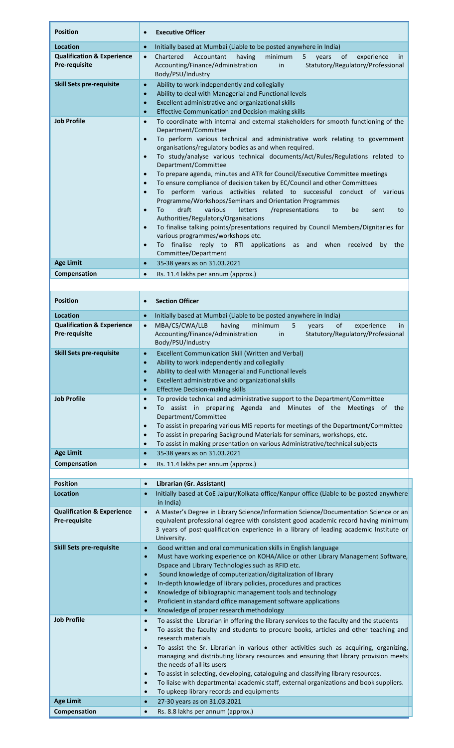| Position | • **Executive Officer** |
|---|---|
| Location | • Initially based at Mumbai (Liable to be posted anywhere in India) |
| Qualification & Experience Pre-requisite | • Chartered Accountant having minimum 5 years of experience in Accounting/Finance/Administration in Statutory/Regulatory/Professional Body/PSU/Industry |
| Skill Sets pre-requisite | • Ability to work independently and collegially<br>• Ability to deal with Managerial and Functional levels<br>• Excellent administrative and organizational skills<br>• Effective Communication and Decision-making skills |
| Job Profile | • To coordinate with internal and external stakeholders for smooth functioning of the Department/Committee<br>• To perform various technical and administrative work relating to government organisations/regulatory bodies as and when required.<br>• To study/analyse various technical documents/Act/Rules/Regulations related to Department/Committee<br>• To prepare agenda, minutes and ATR for Council/Executive Committee meetings<br>• To ensure compliance of decision taken by EC/Council and other Committees<br>• To perform various activities related to successful conduct of various Programme/Workshops/Seminars and Orientation Programmes<br>• To draft various letters /representations to be sent to Authorities/Regulators/Organisations<br>• To finalise talking points/presentations required by Council Members/Dignitaries for various programmes/workshops etc.<br>• To finalise reply to RTI applications as and when received by the Committee/Department |
| Age Limit | • 35-38 years as on 31.03.2021 |
| Compensation | • Rs. 11.4 lakhs per annum (approx.) |

| Position | • **Section Officer** |
|---|---|
| Location | • Initially based at Mumbai (Liable to be posted anywhere in India) |
| Qualification & Experience Pre-requisite | • MBA/CS/CWA/LLB having minimum 5 years of experience in Accounting/Finance/Administration in Statutory/Regulatory/Professional Body/PSU/Industry |
| Skill Sets pre-requisite | • Excellent Communication Skill (Written and Verbal)<br>• Ability to work independently and collegially<br>• Ability to deal with Managerial and Functional levels<br>• Excellent administrative and organizational skills<br>• Effective Decision-making skills |
| Job Profile | • To provide technical and administrative support to the Department/Committee<br>• To assist in preparing Agenda and Minutes of the Meetings of the Department/Committee<br>• To assist in preparing various MIS reports for meetings of the Department/Committee<br>• To assist in preparing Background Materials for seminars, workshops, etc.<br>• To assist in making presentation on various Administrative/technical subjects |
| Age Limit | • 35-38 years as on 31.03.2021 |
| Compensation | • Rs. 11.4 lakhs per annum (approx.) |

| Position | • **Librarian (Gr. Assistant)** |
|---|---|
| Location | • Initially based at CoE Jaipur/Kolkata office/Kanpur office (Liable to be posted anywhere in India) |
| Qualification & Experience Pre-requisite | • A Master's Degree in Library Science/Information Science/Documentation Science or an equivalent professional degree with consistent good academic record having minimum 3 years of post-qualification experience in a library of leading academic Institute or University. |
| Skill Sets pre-requisite | • Good written and oral communication skills in English language<br>• Must have working experience on KOHA/Alice or other Library Management Software, Dspace and Library Technologies such as RFID etc.<br>• Sound knowledge of computerization/digitalization of library<br>• In-depth knowledge of library policies, procedures and practices<br>• Knowledge of bibliographic management tools and technology<br>• Proficient in standard office management software applications<br>• Knowledge of proper research methodology |
| Job Profile | • To assist the Librarian in offering the library services to the faculty and the students<br>• To assist the faculty and students to procure books, articles and other teaching and research materials<br>• To assist the Sr. Librarian in various other activities such as acquiring, organizing, managing and distributing library resources and ensuring that library provision meets the needs of all its users<br>• To assist in selecting, developing, cataloguing and classifying library resources.<br>• To liaise with departmental academic staff, external organizations and book suppliers.<br>• To upkeep library records and equipments |
| Age Limit | • 27-30 years as on 31.03.2021 |
| Compensation | • Rs. 8.8 lakhs per annum (approx.) |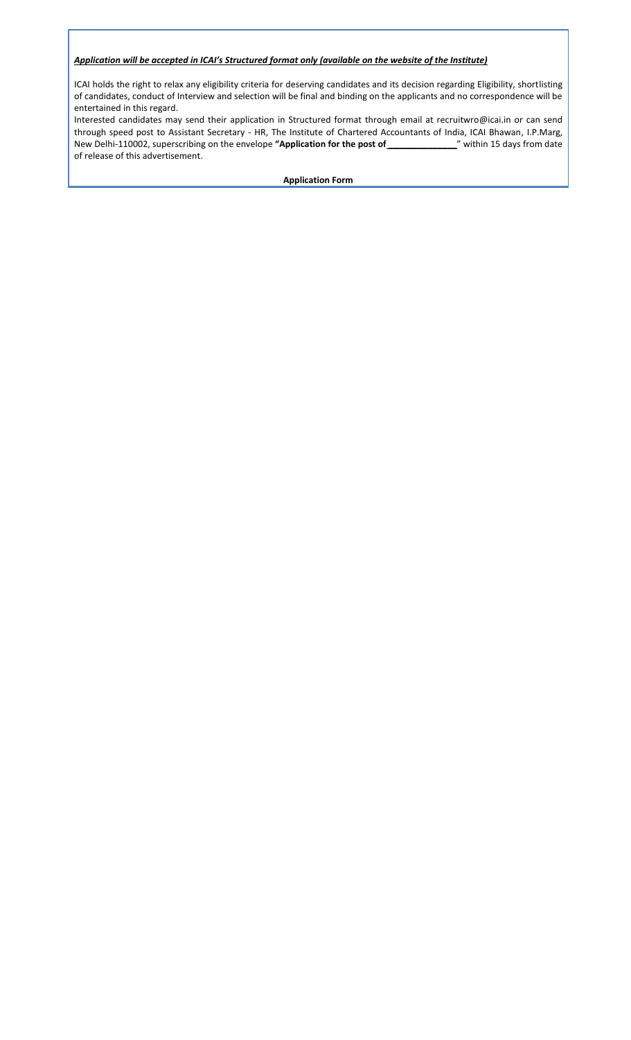***Application will be accepted in ICAI's Structured format only (available on the website of the Institute)***

ICAI holds the right to relax any eligibility criteria for deserving candidates and its decision regarding Eligibility, shortlisting of candidates, conduct of Interview and selection will be final and binding on the applicants and no correspondence will be entertained in this regard.

Interested candidates may send their application in Structured format through email at recruitwro@icai.in or can send through speed post to Assistant Secretary - HR, The Institute of Chartered Accountants of India, ICAI Bhawan, I.P.Marg, New Delhi-110002, superscribing on the envelope **"Application for the post of _____________"** within 15 days from date of release of this advertisement.

**Application Form**